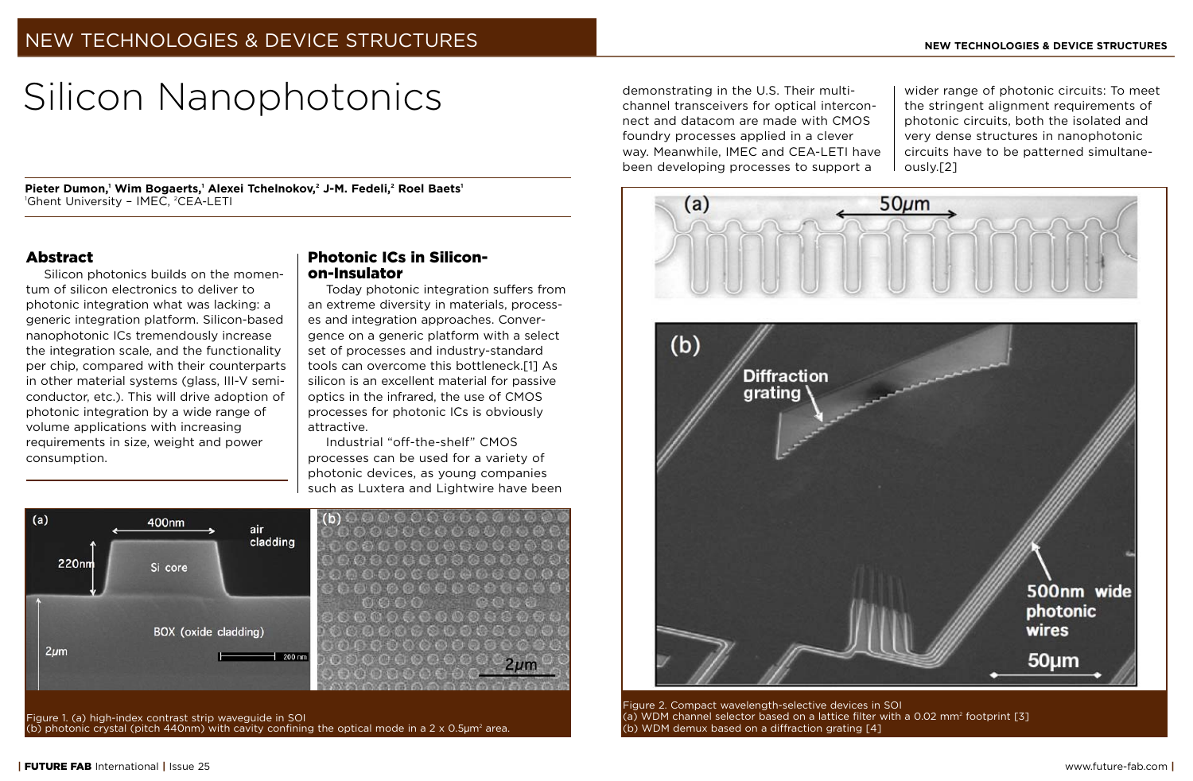# Silicon Nanophotonics

**Pieter Dumon,[1] Wim Bogaerts,[1] Alexei Tchelnokov,[2] J-M. Fedeli,[2] Roel Baets[1]**
[1]Ghent University – IMEC, [2]CEA-LETI

## Abstract

Silicon photonics builds on the momentum of silicon electronics to deliver to photonic integration what was lacking: a generic integration platform. Silicon-based nanophotonic ICs tremendously increase the integration scale, and the functionality per chip, compared with their counterparts in other material systems (glass, III-V semiconductor, etc.). This will drive adoption of photonic integration by a wide range of volume applications with increasing requirements in size, weight and power consumption.

## Photonic ICs in Silicon-on-Insulator

Today photonic integration suffers from an extreme diversity in materials, processes and integration approaches. Convergence on a generic platform with a select set of processes and industry-standard tools can overcome this bottleneck.[1] As silicon is an excellent material for passive optics in the infrared, the use of CMOS processes for photonic ICs is obviously attractive.

Industrial "off-the-shelf" CMOS processes can be used for a variety of photonic devices, as young companies such as Luxtera and Lightwire have been demonstrating in the U.S. Their multi-channel transceivers for optical interconnect and datacom are made with CMOS foundry processes applied in a clever way. Meanwhile, IMEC and CEA-LETI have been developing processes to support a wider range of photonic circuits: To meet the stringent alignment requirements of photonic circuits, both the isolated and very dense structures in nanophotonic circuits have to be patterned simultaneously.[2]

Figure 1. (a) high-index contrast strip waveguide in SOI
(b) photonic crystal (pitch 440nm) with cavity confining the optical mode in a 2 x 0.5μm² area.

Figure 2. Compact wavelength-selective devices in SOI
(a) WDM channel selector based on a lattice filter with a 0.02 mm² footprint [3]
(b) WDM demux based on a diffraction grating [4]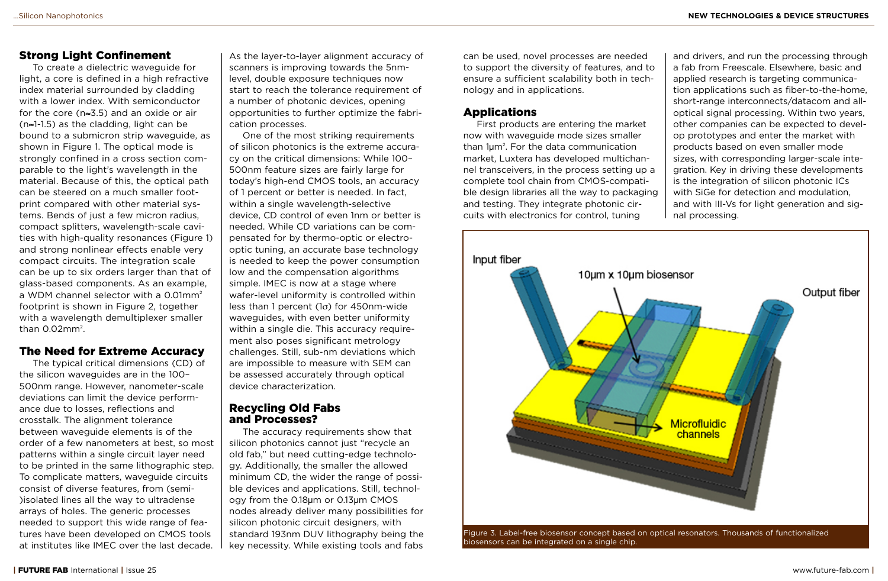## Strong Light Confinement

To create a dielectric waveguide for light, a core is defined in a high refractive index material surrounded by cladding with a lower index. With semiconductor for the core (n≈3.5) and an oxide or air (n≈1-1.5) as the cladding, light can be bound to a submicron strip waveguide, as shown in Figure 1. The optical mode is strongly confined in a cross section comparable to the light's wavelength in the material. Because of this, the optical path can be steered on a much smaller footprint compared with other material systems. Bends of just a few micron radius, compact splitters, wavelength-scale cavities with high-quality resonances (Figure 1) and strong nonlinear effects enable very compact circuits. The integration scale can be up to six orders larger than that of glass-based components. As an example, a WDM channel selector with a 0.01mm$^2$ footprint is shown in Figure 2, together with a wavelength demultiplexer smaller than 0.02mm$^2$.

## The Need for Extreme Accuracy

The typical critical dimensions (CD) of the silicon waveguides are in the 100–500nm range. However, nanometer-scale deviations can limit the device performance due to losses, reflections and crosstalk. The alignment tolerance between waveguide elements is of the order of a few nanometers at best, so most patterns within a single circuit layer need to be printed in the same lithographic step. To complicate matters, waveguide circuits consist of diverse features, from (semi-)isolated lines all the way to ultradense arrays of holes. The generic processes needed to support this wide range of features have been developed on CMOS tools at institutes like IMEC over the last decade.

As the layer-to-layer alignment accuracy of scanners is improving towards the 5nm-level, double exposure techniques now start to reach the tolerance requirement of a number of photonic devices, opening opportunities to further optimize the fabrication processes.

One of the most striking requirements of silicon photonics is the extreme accuracy on the critical dimensions: While 100–500nm feature sizes are fairly large for today's high-end CMOS tools, an accuracy of 1 percent or better is needed. In fact, within a single wavelength-selective device, CD control of even 1nm or better is needed. While CD variations can be compensated for by thermo-optic or electro-optic tuning, an accurate base technology is needed to keep the power consumption low and the compensation algorithms simple. IMEC is now at a stage where wafer-level uniformity is controlled within less than 1 percent (1σ) for 450nm-wide waveguides, with even better uniformity within a single die. This accuracy requirement also poses significant metrology challenges. Still, sub-nm deviations which are impossible to measure with SEM can be assessed accurately through optical device characterization.

## Recycling Old Fabs and Processes?

The accuracy requirements show that silicon photonics cannot just "recycle an old fab," but need cutting-edge technology. Additionally, the smaller the allowed minimum CD, the wider the range of possible devices and applications. Still, technology from the 0.18µm or 0.13µm CMOS nodes already deliver many possibilities for silicon photonic circuit designers, with standard 193nm DUV lithography being the key necessity. While existing tools and fabs can be used, novel processes are needed to support the diversity of features, and to ensure a sufficient scalability both in technology and in applications.

## Applications

First products are entering the market now with waveguide mode sizes smaller than 1µm$^2$. For the data communication market, Luxtera has developed multichannel transceivers, in the process setting up a complete tool chain from CMOS-compatible design libraries all the way to packaging and testing. They integrate photonic circuits with electronics for control, tuning and drivers, and run the processing through a fab from Freescale. Elsewhere, basic and applied research is targeting communication applications such as fiber-to-the-home, short-range interconnects/datacom and all-optical signal processing. Within two years, other companies can be expected to develop prototypes and enter the market with products based on even smaller mode sizes, with corresponding larger-scale integration. Key in driving these developments is the integration of silicon photonic ICs with SiGe for detection and modulation, and with III-Vs for light generation and signal processing.

Figure 3. Label-free biosensor concept based on optical resonators. Thousands of functionalized biosensors can be integrated on a single chip.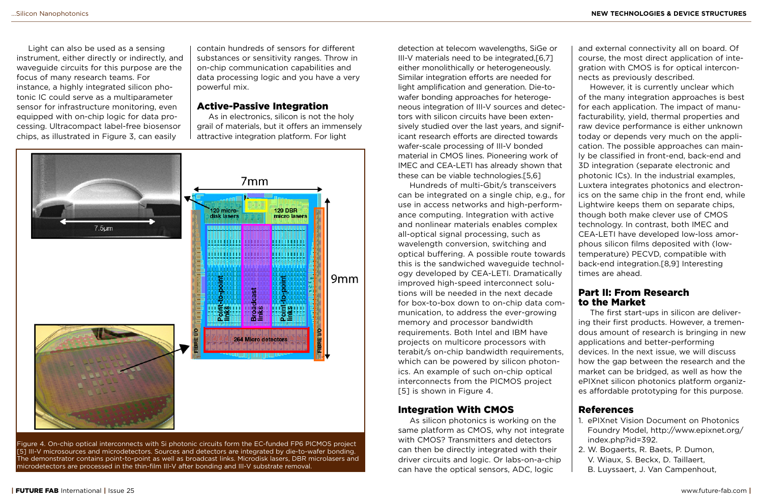Light can also be used as a sensing instrument, either directly or indirectly, and waveguide circuits for this purpose are the focus of many research teams. For instance, a highly integrated silicon photonic IC could serve as a multiparameter sensor for infrastructure monitoring, even equipped with on-chip logic for data processing. Ultracompact label-free biosensor chips, as illustrated in Figure 3, can easily contain hundreds of sensors for different substances or sensitivity ranges. Throw in on-chip communication capabilities and data processing logic and you have a very powerful mix.

## Active-Passive Integration

As in electronics, silicon is not the holy grail of materials, but it offers an immensely attractive integration platform. For light detection at telecom wavelengths, SiGe or III-V materials need to be integrated,[6,7] either monolithically or heterogeneously. Similar integration efforts are needed for light amplification and generation. Die-to-wafer bonding approaches for heterogeneous integration of III-V sources and detectors with silicon circuits have been extensively studied over the last years, and significant research efforts are directed towards wafer-scale processing of III-V bonded material in CMOS lines. Pioneering work of IMEC and CEA-LETI has already shown that these can be viable technologies.[5,6]

Hundreds of multi-Gbit/s transceivers can be integrated on a single chip, e.g., for use in access networks and high-performance computing. Integration with active and nonlinear materials enables complex all-optical signal processing, such as wavelength conversion, switching and optical buffering. A possible route towards this is the sandwiched waveguide technology developed by CEA-LETI. Dramatically improved high-speed interconnect solutions will be needed in the next decade for box-to-box down to on-chip data communication, to address the ever-growing memory and processor bandwidth requirements. Both Intel and IBM have projects on multicore processors with terabit/s on-chip bandwidth requirements, which can be powered by silicon photonics. An example of such on-chip optical interconnects from the PICMOS project [5] is shown in Figure 4.

Figure 4. On-chip optical interconnects with Si photonic circuits form the EC-funded FP6 PICMOS project [5] III-V microsources and microdetectors. Sources and detectors are integrated by die-to-wafer bonding. The demonstrator contains point-to-point as well as broadcast links. Microdisk lasers, DBR microlasers and microdetectors are processed in the thin-film III-V after bonding and III-V substrate removal.

## Integration With CMOS

As silicon photonics is working on the same platform as CMOS, why not integrate with CMOS? Transmitters and detectors can then be directly integrated with their driver circuits and logic. Or labs-on-a-chip can have the optical sensors, ADC, logic and external connectivity all on board. Of course, the most direct application of integration with CMOS is for optical interconnects as previously described.

However, it is currently unclear which of the many integration approaches is best for each application. The impact of manufacturability, yield, thermal properties and raw device performance is either unknown today or depends very much on the application. The possible approaches can mainly be classified in front-end, back-end and 3D integration (separate electronic and photonic ICs). In the industrial examples, Luxtera integrates photonics and electronics on the same chip in the front end, while Lightwire keeps them on separate chips, though both make clever use of CMOS technology. In contrast, both IMEC and CEA-LETI have developed low-loss amorphous silicon films deposited with (low-temperature) PECVD, compatible with back-end integration.[8,9] Interesting times are ahead.

## Part II: From Research to the Market

The first start-ups in silicon are delivering their first products. However, a tremendous amount of research is bringing in new applications and better-performing devices. In the next issue, we will discuss how the gap between the research and the market can be bridged, as well as how the ePIXnet silicon photonics platform organizes affordable prototyping for this purpose.

## References

1. ePIXnet Vision Document on Photonics Foundry Model, http://www.epixnet.org/index.php?id=392.
2. W. Bogaerts, R. Baets, P. Dumon, V. Wiaux, S. Beckx, D. Taillaert, B. Luyssaert, J. Van Campenhout,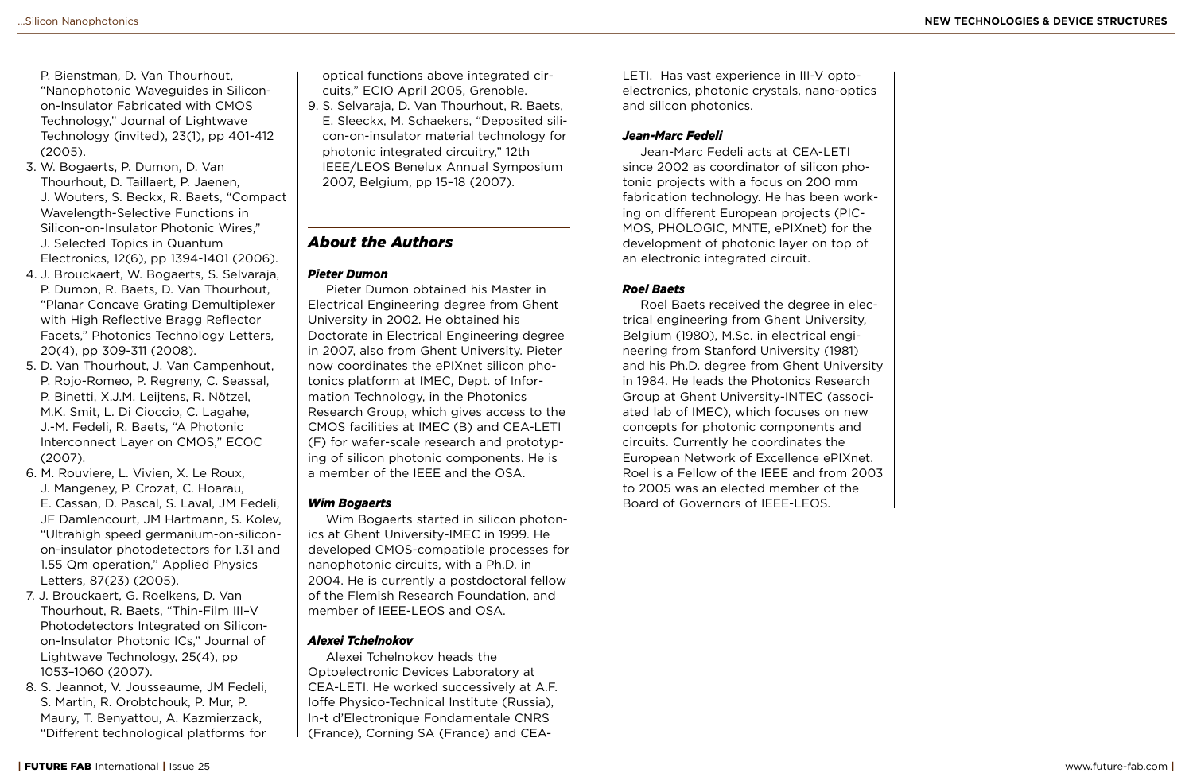P. Bienstman, D. Van Thourhout, "Nanophotonic Waveguides in Silicon-on-Insulator Fabricated with CMOS Technology," Journal of Lightwave Technology (invited), 23(1), pp 401-412 (2005).

3. W. Bogaerts, P. Dumon, D. Van Thourhout, D. Taillaert, P. Jaenen, J. Wouters, S. Beckx, R. Baets, "Compact Wavelength-Selective Functions in Silicon-on-Insulator Photonic Wires," J. Selected Topics in Quantum Electronics, 12(6), pp 1394-1401 (2006).
4. J. Brouckaert, W. Bogaerts, S. Selvaraja, P. Dumon, R. Baets, D. Van Thourhout, "Planar Concave Grating Demultiplexer with High Reflective Bragg Reflector Facets," Photonics Technology Letters, 20(4), pp 309-311 (2008).
5. D. Van Thourhout, J. Van Campenhout, P. Rojo-Romeo, P. Regreny, C. Seassal, P. Binetti, X.J.M. Leijtens, R. Nötzel, M.K. Smit, L. Di Cioccio, C. Lagahe, J.-M. Fedeli, R. Baets, "A Photonic Interconnect Layer on CMOS," ECOC (2007).
6. M. Rouviere, L. Vivien, X. Le Roux, J. Mangeney, P. Crozat, C. Hoarau, E. Cassan, D. Pascal, S. Laval, JM Fedeli, JF Damlencourt, JM Hartmann, S. Kolev, "Ultrahigh speed germanium-on-silicon-on-insulator photodetectors for 1.31 and 1.55 Qm operation," Applied Physics Letters, 87(23) (2005).
7. J. Brouckaert, G. Roelkens, D. Van Thourhout, R. Baets, "Thin-Film III–V Photodetectors Integrated on Silicon-on-Insulator Photonic ICs," Journal of Lightwave Technology, 25(4), pp 1053–1060 (2007).
8. S. Jeannot, V. Jousseaume, JM Fedeli, S. Martin, R. Orobtchouk, P. Mur, P. Maury, T. Benyattou, A. Kazmierzack, "Different technological platforms for optical functions above integrated circuits," ECIO April 2005, Grenoble.
9. S. Selvaraja, D. Van Thourhout, R. Baets, E. Sleeckx, M. Schaekers, "Deposited silicon-on-insulator material technology for photonic integrated circuitry," 12th IEEE/LEOS Benelux Annual Symposium 2007, Belgium, pp 15–18 (2007).

## About the Authors

### *Pieter Dumon*

Pieter Dumon obtained his Master in Electrical Engineering degree from Ghent University in 2002. He obtained his Doctorate in Electrical Engineering degree in 2007, also from Ghent University. Pieter now coordinates the ePIXnet silicon photonics platform at IMEC, Dept. of Information Technology, in the Photonics Research Group, which gives access to the CMOS facilities at IMEC (B) and CEA-LETI (F) for wafer-scale research and prototyping of silicon photonic components. He is a member of the IEEE and the OSA.

### *Wim Bogaerts*

Wim Bogaerts started in silicon photonics at Ghent University-IMEC in 1999. He developed CMOS-compatible processes for nanophotonic circuits, with a Ph.D. in 2004. He is currently a postdoctoral fellow of the Flemish Research Foundation, and member of IEEE-LEOS and OSA.

### *Alexei Tchelnokov*

Alexei Tchelnokov heads the Optoelectronic Devices Laboratory at CEA-LETI. He worked successively at A.F. Ioffe Physico-Technical Institute (Russia), In-t d'Electronique Fondamentale CNRS (France), Corning SA (France) and CEA-LETI. Has vast experience in III-V optoelectronics, photonic crystals, nano-optics and silicon photonics.

### *Jean-Marc Fedeli*

Jean-Marc Fedeli acts at CEA-LETI since 2002 as coordinator of silicon photonic projects with a focus on 200 mm fabrication technology. He has been working on different European projects (PICMOS, PHOLOGIC, MNTE, ePIXnet) for the development of photonic layer on top of an electronic integrated circuit.

### *Roel Baets*

Roel Baets received the degree in electrical engineering from Ghent University, Belgium (1980), M.Sc. in electrical engineering from Stanford University (1981) and his Ph.D. degree from Ghent University in 1984. He leads the Photonics Research Group at Ghent University-INTEC (associated lab of IMEC), which focuses on new concepts for photonic components and circuits. Currently he coordinates the European Network of Excellence ePIXnet. Roel is a Fellow of the IEEE and from 2003 to 2005 was an elected member of the Board of Governors of IEEE-LEOS.